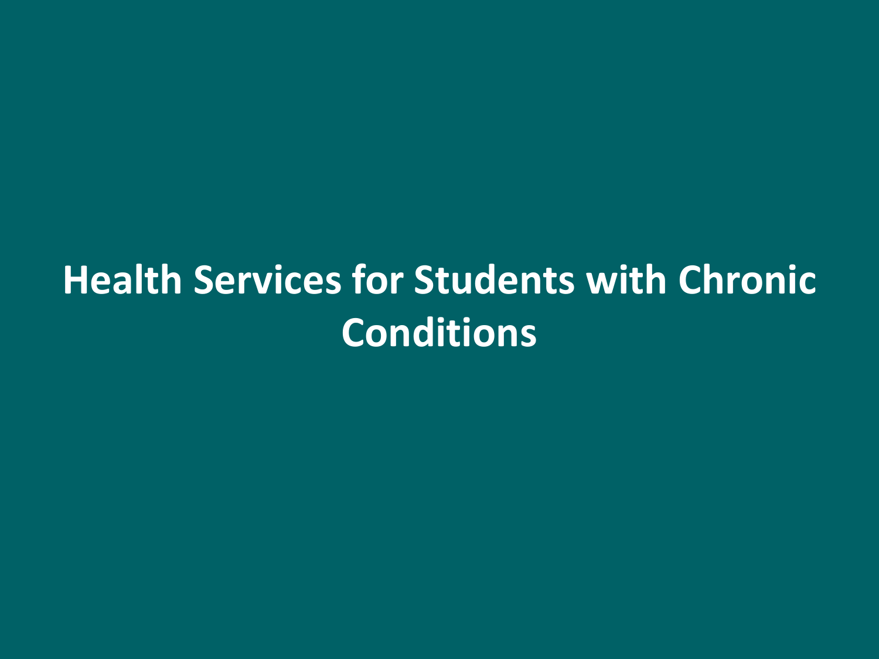# Health Services for Students with Chronic Conditions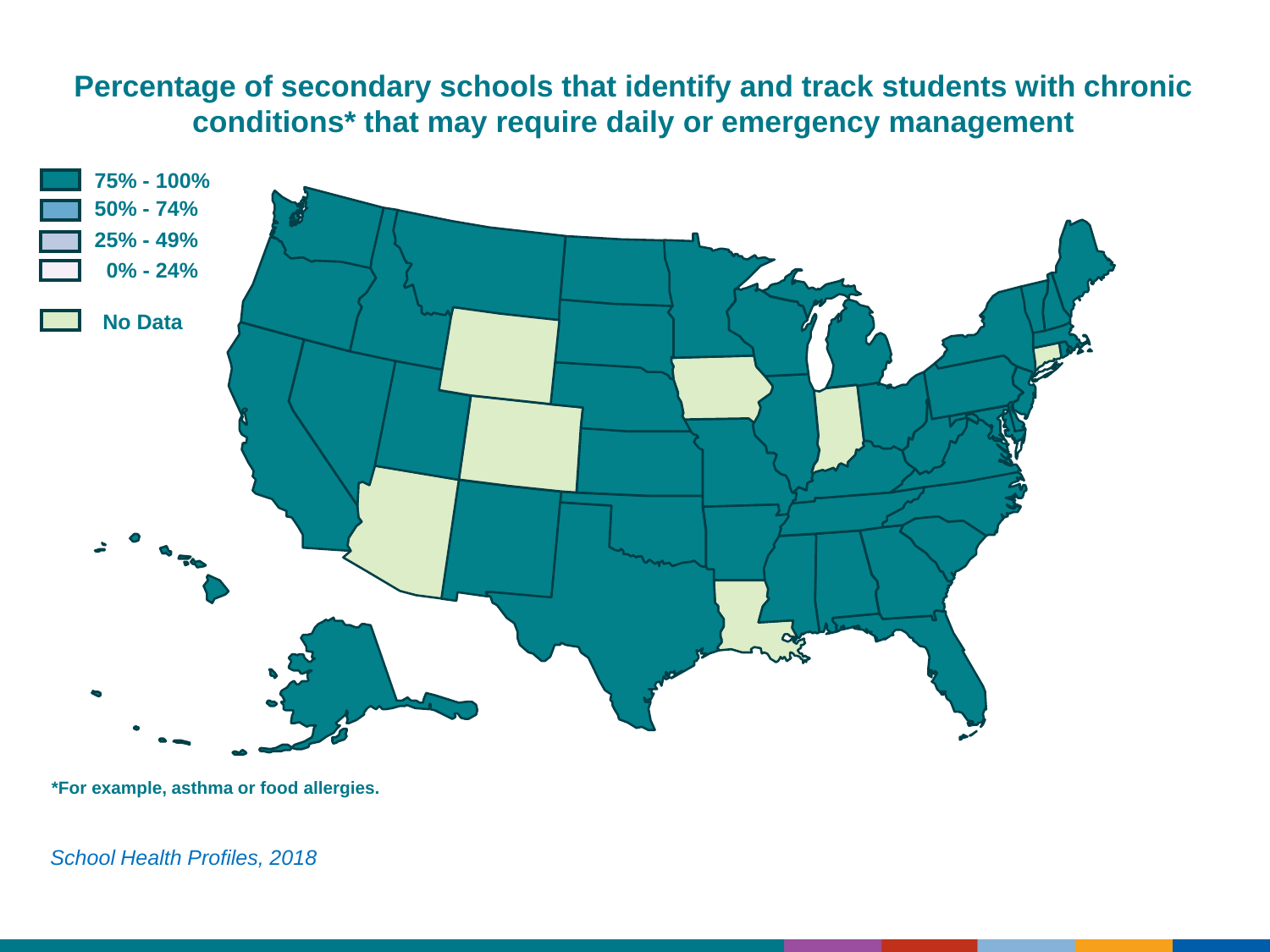# Percentage of secondary schools that identify and track students with chronic conditions* that may require daily or emergency management

- 75% - 100%
- 50% - 74%
- 25% - 49%
- 0% - 24%
- No Data

*For example, asthma or food allergies.

*School Health Profiles, 2018*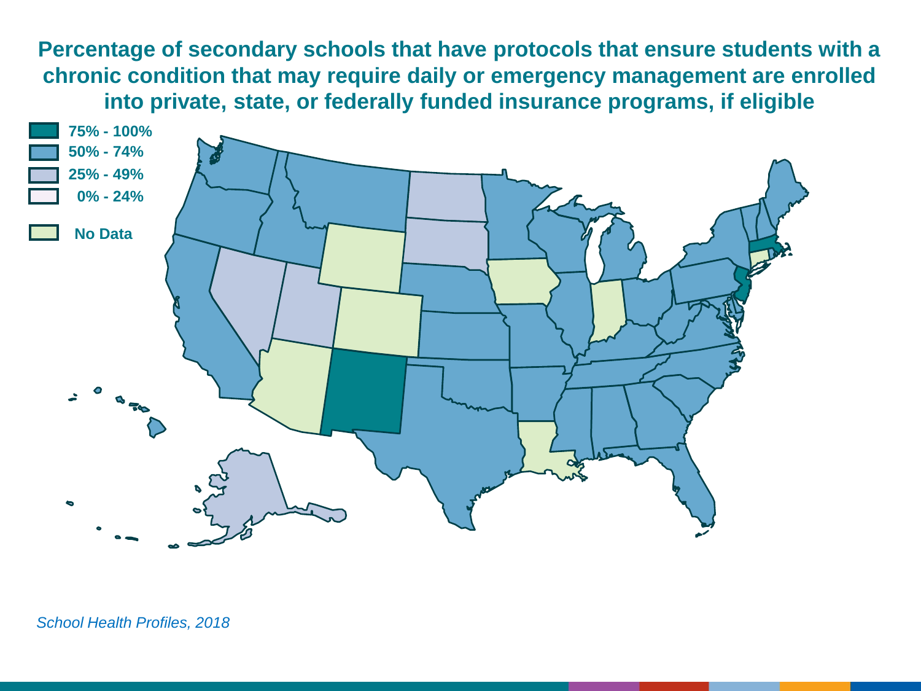# Percentage of secondary schools that have protocols that ensure students with a chronic condition that may require daily or emergency management are enrolled into private, state, or federally funded insurance programs, if eligible

- 75% - 100%
- 50% - 74%
- 25% - 49%
- 0% - 24%
- No Data

*School Health Profiles, 2018*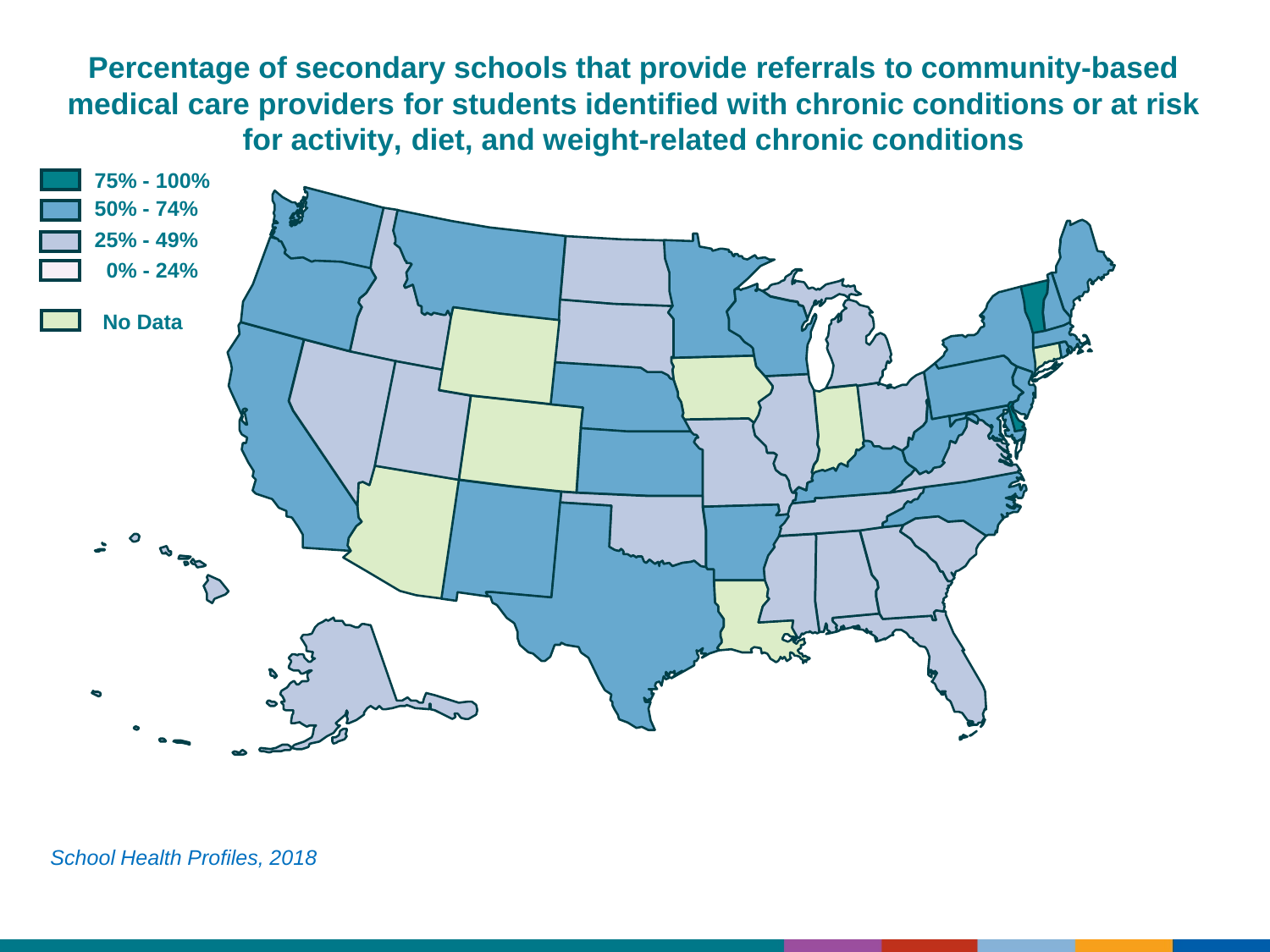# Percentage of secondary schools that provide referrals to community-based medical care providers for students identified with chronic conditions or at risk for activity, diet, and weight-related chronic conditions

- 75% - 100%
- 50% - 74%
- 25% - 49%
- 0% - 24%
- No Data

*School Health Profiles, 2018*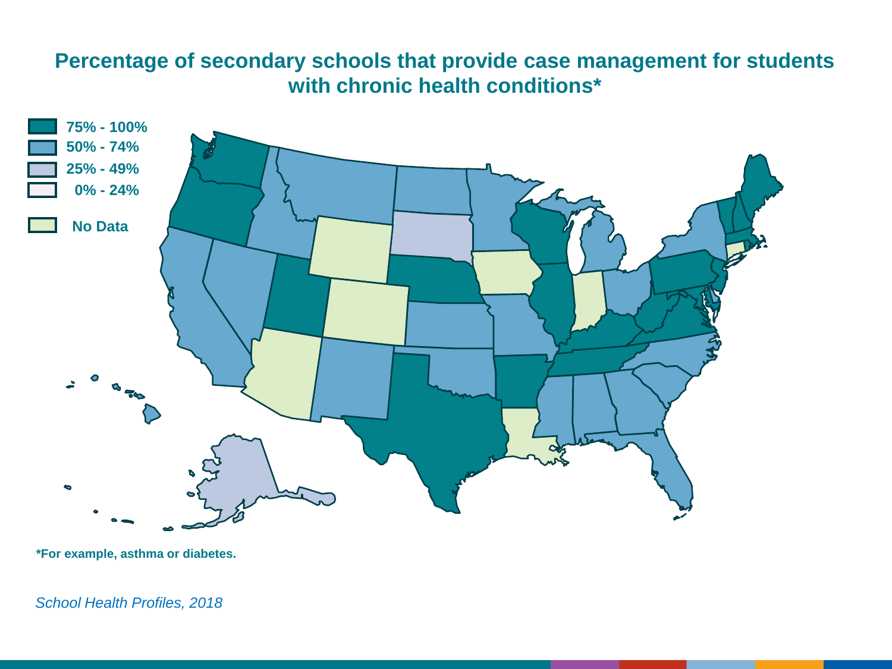# Percentage of secondary schools that provide case management for students with chronic health conditions*

- 75% - 100%
- 50% - 74%
- 25% - 49%
- 0% - 24%
- No Data

*For example, asthma or diabetes.

*School Health Profiles, 2018*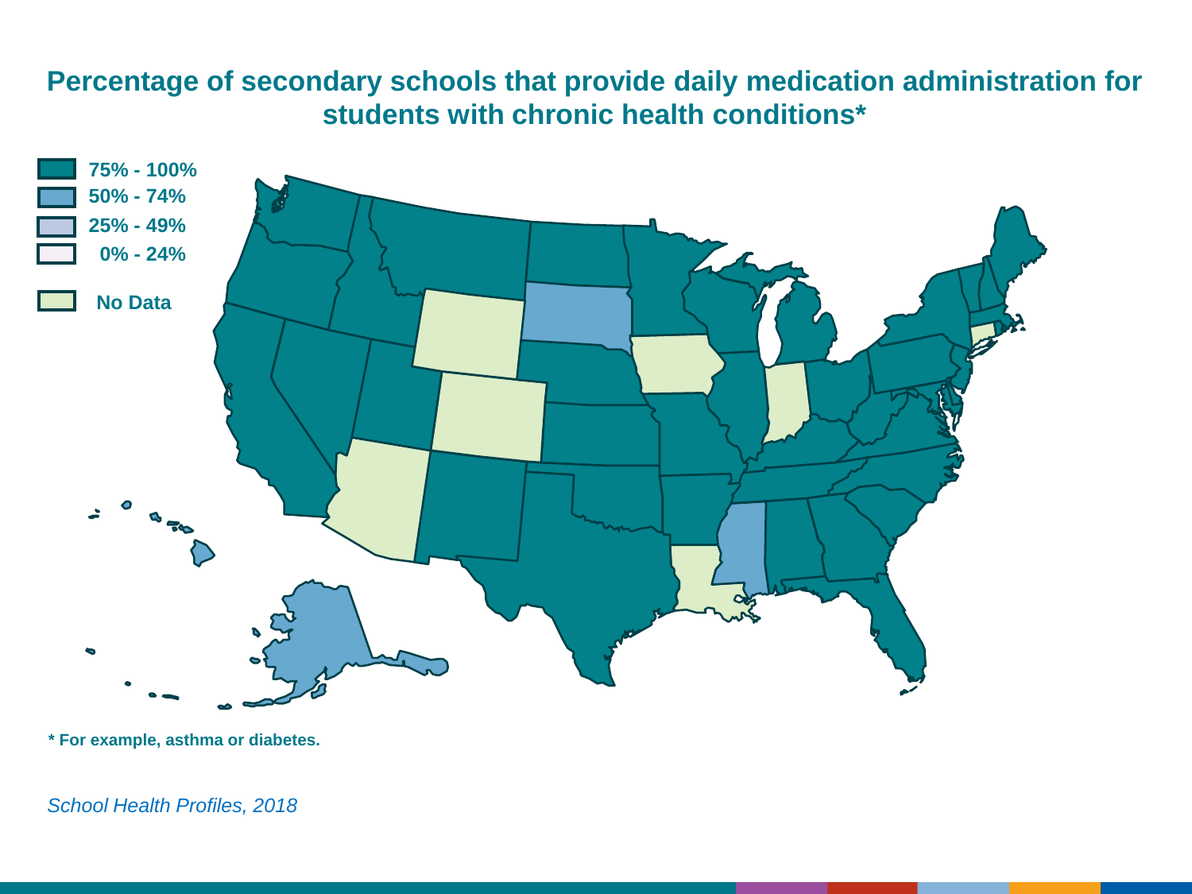# Percentage of secondary schools that provide daily medication administration for students with chronic health conditions*

- 75% - 100%
- 50% - 74%
- 25% - 49%
- 0% - 24%
- No Data

\* For example, asthma or diabetes.

*School Health Profiles, 2018*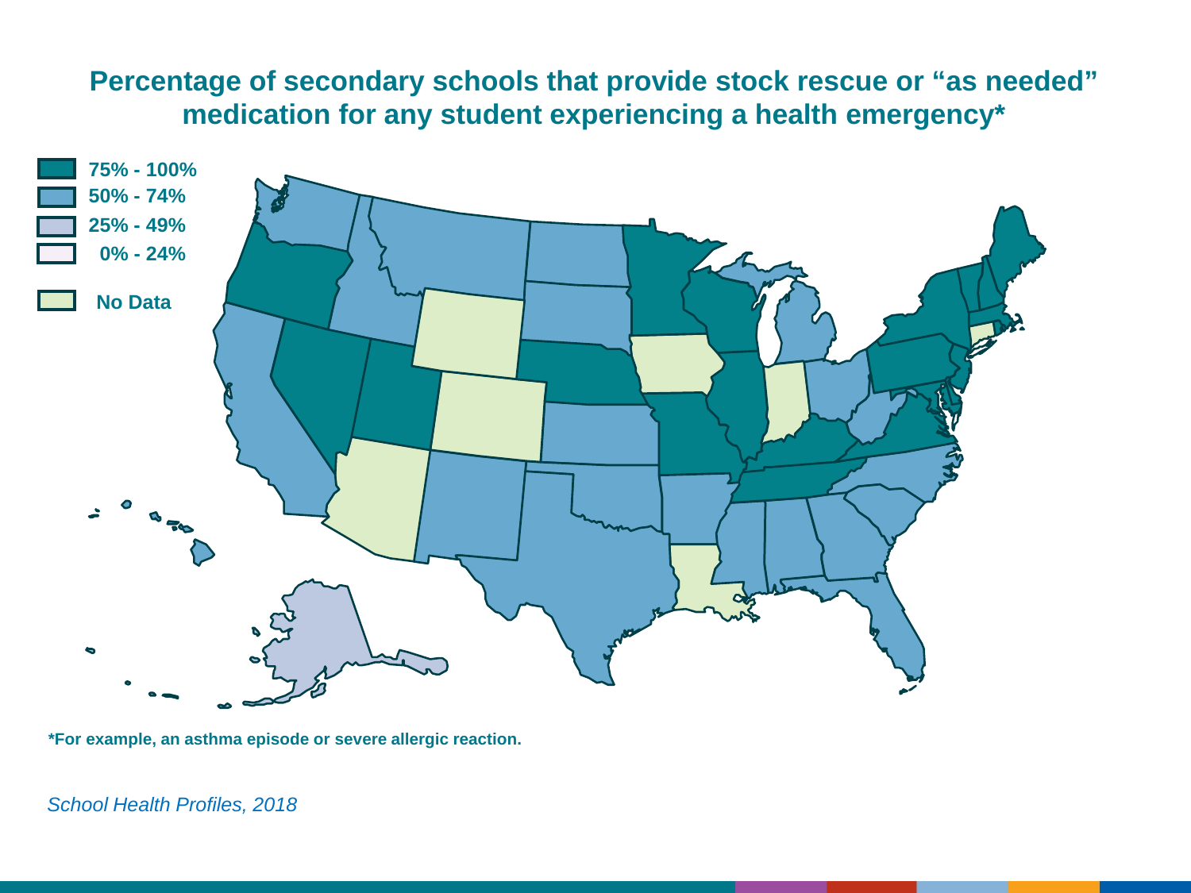# Percentage of secondary schools that provide stock rescue or "as needed" medication for any student experiencing a health emergency*

75% - 100%

50% - 74%

25% - 49%

0% - 24%

No Data

*For example, an asthma episode or severe allergic reaction.

*School Health Profiles, 2018*